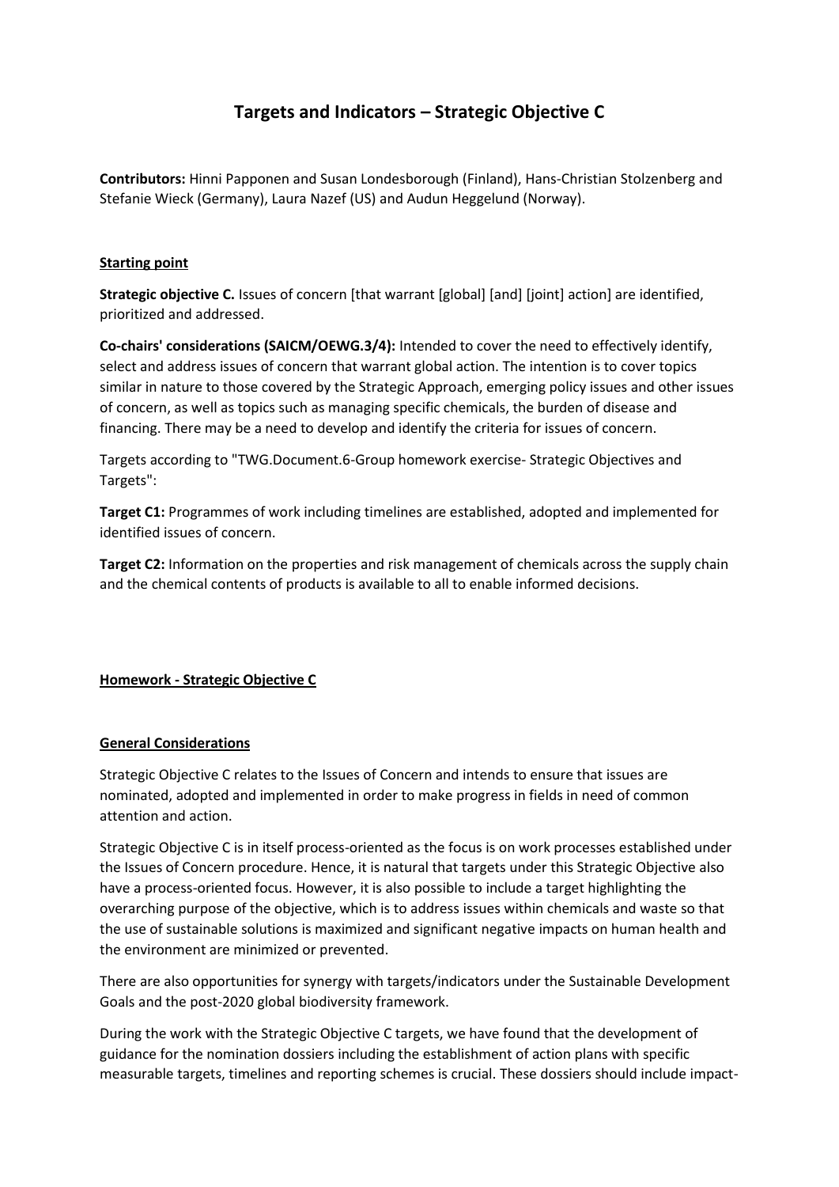# Targets and Indicators – Strategic Objective C

**Contributors:** Hinni Papponen and Susan Londesborough (Finland), Hans-Christian Stolzenberg and Stefanie Wieck (Germany), Laura Nazef (US) and Audun Heggelund (Norway).

**Starting point**

**Strategic objective C.** Issues of concern [that warrant [global] [and] [joint] action] are identified, prioritized and addressed.

**Co-chairs' considerations (SAICM/OEWG.3/4):** Intended to cover the need to effectively identify, select and address issues of concern that warrant global action. The intention is to cover topics similar in nature to those covered by the Strategic Approach, emerging policy issues and other issues of concern, as well as topics such as managing specific chemicals, the burden of disease and financing. There may be a need to develop and identify the criteria for issues of concern.

Targets according to "TWG.Document.6-Group homework exercise- Strategic Objectives and Targets":

**Target C1:** Programmes of work including timelines are established, adopted and implemented for identified issues of concern.

**Target C2:** Information on the properties and risk management of chemicals across the supply chain and the chemical contents of products is available to all to enable informed decisions.

**Homework - Strategic Objective C**

**General Considerations**

Strategic Objective C relates to the Issues of Concern and intends to ensure that issues are nominated, adopted and implemented in order to make progress in fields in need of common attention and action.

Strategic Objective C is in itself process-oriented as the focus is on work processes established under the Issues of Concern procedure. Hence, it is natural that targets under this Strategic Objective also have a process-oriented focus. However, it is also possible to include a target highlighting the overarching purpose of the objective, which is to address issues within chemicals and waste so that the use of sustainable solutions is maximized and significant negative impacts on human health and the environment are minimized or prevented.

There are also opportunities for synergy with targets/indicators under the Sustainable Development Goals and the post-2020 global biodiversity framework.

During the work with the Strategic Objective C targets, we have found that the development of guidance for the nomination dossiers including the establishment of action plans with specific measurable targets, timelines and reporting schemes is crucial. These dossiers should include impact-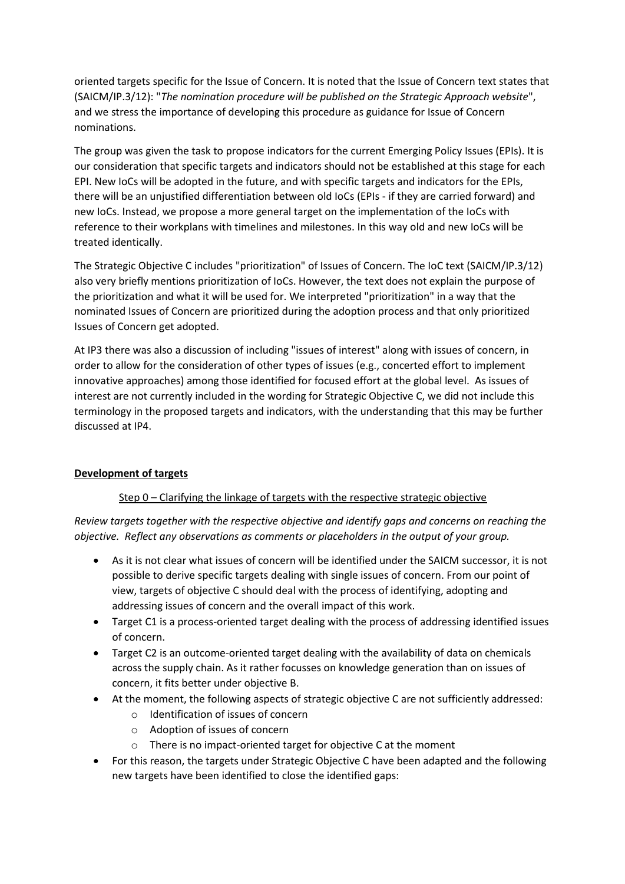oriented targets specific for the Issue of Concern. It is noted that the Issue of Concern text states that (SAICM/IP.3/12): "*The nomination procedure will be published on the Strategic Approach website*", and we stress the importance of developing this procedure as guidance for Issue of Concern nominations.

The group was given the task to propose indicators for the current Emerging Policy Issues (EPIs). It is our consideration that specific targets and indicators should not be established at this stage for each EPI. New IoCs will be adopted in the future, and with specific targets and indicators for the EPIs, there will be an unjustified differentiation between old IoCs (EPIs - if they are carried forward) and new IoCs. Instead, we propose a more general target on the implementation of the IoCs with reference to their workplans with timelines and milestones. In this way old and new IoCs will be treated identically.

The Strategic Objective C includes "prioritization" of Issues of Concern. The IoC text (SAICM/IP.3/12) also very briefly mentions prioritization of IoCs. However, the text does not explain the purpose of the prioritization and what it will be used for. We interpreted "prioritization" in a way that the nominated Issues of Concern are prioritized during the adoption process and that only prioritized Issues of Concern get adopted.

At IP3 there was also a discussion of including "issues of interest" along with issues of concern, in order to allow for the consideration of other types of issues (e.g., concerted effort to implement innovative approaches) among those identified for focused effort at the global level. As issues of interest are not currently included in the wording for Strategic Objective C, we did not include this terminology in the proposed targets and indicators, with the understanding that this may be further discussed at IP4.

## Development of targets

### Step 0 – Clarifying the linkage of targets with the respective strategic objective

*Review targets together with the respective objective and identify gaps and concerns on reaching the objective. Reflect any observations as comments or placeholders in the output of your group.*

- As it is not clear what issues of concern will be identified under the SAICM successor, it is not possible to derive specific targets dealing with single issues of concern. From our point of view, targets of objective C should deal with the process of identifying, adopting and addressing issues of concern and the overall impact of this work.
- Target C1 is a process-oriented target dealing with the process of addressing identified issues of concern.
- Target C2 is an outcome-oriented target dealing with the availability of data on chemicals across the supply chain. As it rather focusses on knowledge generation than on issues of concern, it fits better under objective B.
- At the moment, the following aspects of strategic objective C are not sufficiently addressed:
  - Identification of issues of concern
  - Adoption of issues of concern
  - There is no impact-oriented target for objective C at the moment
- For this reason, the targets under Strategic Objective C have been adapted and the following new targets have been identified to close the identified gaps: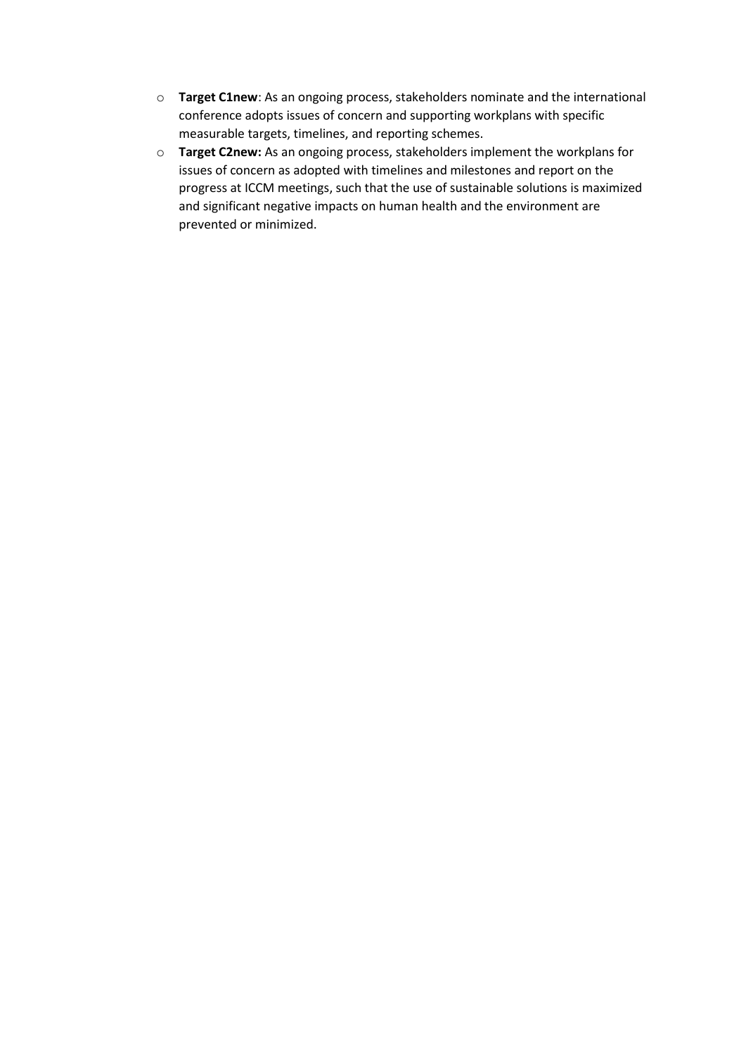- **Target C1new**: As an ongoing process, stakeholders nominate and the international conference adopts issues of concern and supporting workplans with specific measurable targets, timelines, and reporting schemes.
- **Target C2new:** As an ongoing process, stakeholders implement the workplans for issues of concern as adopted with timelines and milestones and report on the progress at ICCM meetings, such that the use of sustainable solutions is maximized and significant negative impacts on human health and the environment are prevented or minimized.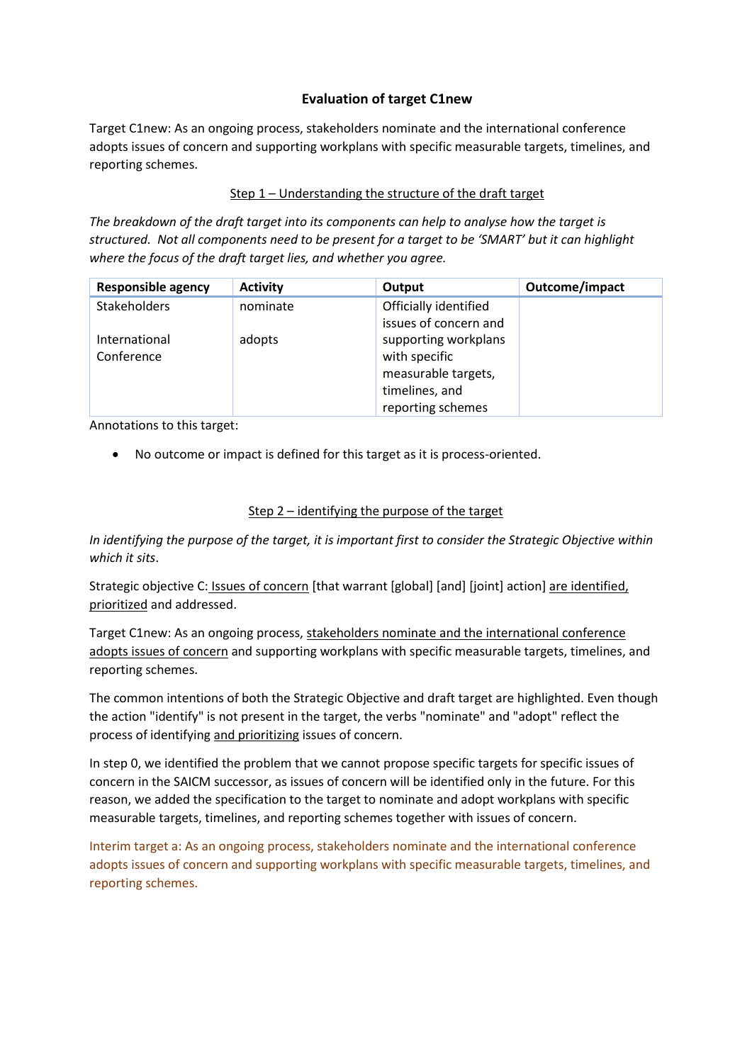# Evaluation of target C1new

Target C1new: As an ongoing process, stakeholders nominate and the international conference adopts issues of concern and supporting workplans with specific measurable targets, timelines, and reporting schemes.

## Step 1 – Understanding the structure of the draft target

*The breakdown of the draft target into its components can help to analyse how the target is structured. Not all components need to be present for a target to be 'SMART' but it can highlight where the focus of the draft target lies, and whether you agree.*

| Responsible agency | Activity | Output | Outcome/impact |
|---|---|---|---|
| Stakeholders<br><br>International Conference | nominate<br><br>adopts | Officially identified issues of concern and supporting workplans with specific measurable targets, timelines, and reporting schemes | |

Annotations to this target:

- No outcome or impact is defined for this target as it is process-oriented.

## Step 2 – identifying the purpose of the target

*In identifying the purpose of the target, it is important first to consider the Strategic Objective within which it sits.*

Strategic objective C: Issues of concern [that warrant [global] [and] [joint] action] are identified, prioritized and addressed.

Target C1new: As an ongoing process, stakeholders nominate and the international conference adopts issues of concern and supporting workplans with specific measurable targets, timelines, and reporting schemes.

The common intentions of both the Strategic Objective and draft target are highlighted. Even though the action "identify" is not present in the target, the verbs "nominate" and "adopt" reflect the process of identifying and prioritizing issues of concern.

In step 0, we identified the problem that we cannot propose specific targets for specific issues of concern in the SAICM successor, as issues of concern will be identified only in the future. For this reason, we added the specification to the target to nominate and adopt workplans with specific measurable targets, timelines, and reporting schemes together with issues of concern.

Interim target a: As an ongoing process, stakeholders nominate and the international conference adopts issues of concern and supporting workplans with specific measurable targets, timelines, and reporting schemes.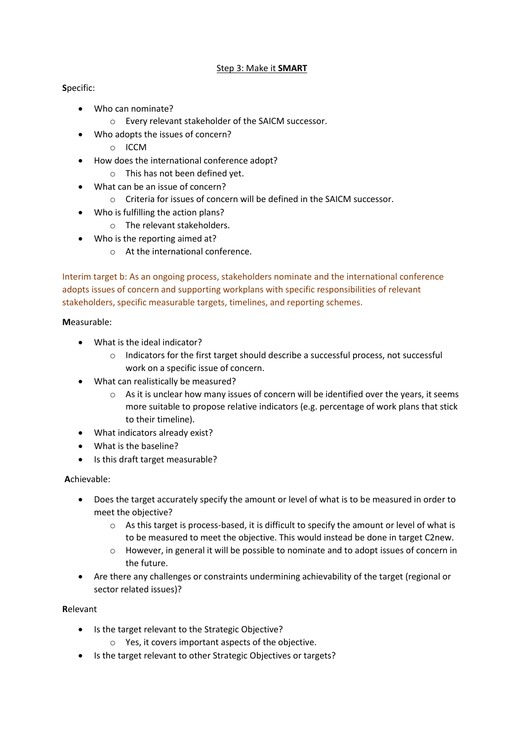## Step 3: Make it **SMART**

**S**pecific:

- Who can nominate?
  - Every relevant stakeholder of the SAICM successor.
- Who adopts the issues of concern?
  - ICCM
- How does the international conference adopt?
  - This has not been defined yet.
- What can be an issue of concern?
  - Criteria for issues of concern will be defined in the SAICM successor.
- Who is fulfilling the action plans?
  - The relevant stakeholders.
- Who is the reporting aimed at?
  - At the international conference.

Interim target b: As an ongoing process, stakeholders nominate and the international conference adopts issues of concern and supporting workplans with specific responsibilities of relevant stakeholders, specific measurable targets, timelines, and reporting schemes.

**M**easurable:

- What is the ideal indicator?
  - Indicators for the first target should describe a successful process, not successful work on a specific issue of concern.
- What can realistically be measured?
  - As it is unclear how many issues of concern will be identified over the years, it seems more suitable to propose relative indicators (e.g. percentage of work plans that stick to their timeline).
- What indicators already exist?
- What is the baseline?
- Is this draft target measurable?

**A**chievable:

- Does the target accurately specify the amount or level of what is to be measured in order to meet the objective?
  - As this target is process-based, it is difficult to specify the amount or level of what is to be measured to meet the objective. This would instead be done in target C2new.
  - However, in general it will be possible to nominate and to adopt issues of concern in the future.
- Are there any challenges or constraints undermining achievability of the target (regional or sector related issues)?

**R**elevant

- Is the target relevant to the Strategic Objective?
  - Yes, it covers important aspects of the objective.
- Is the target relevant to other Strategic Objectives or targets?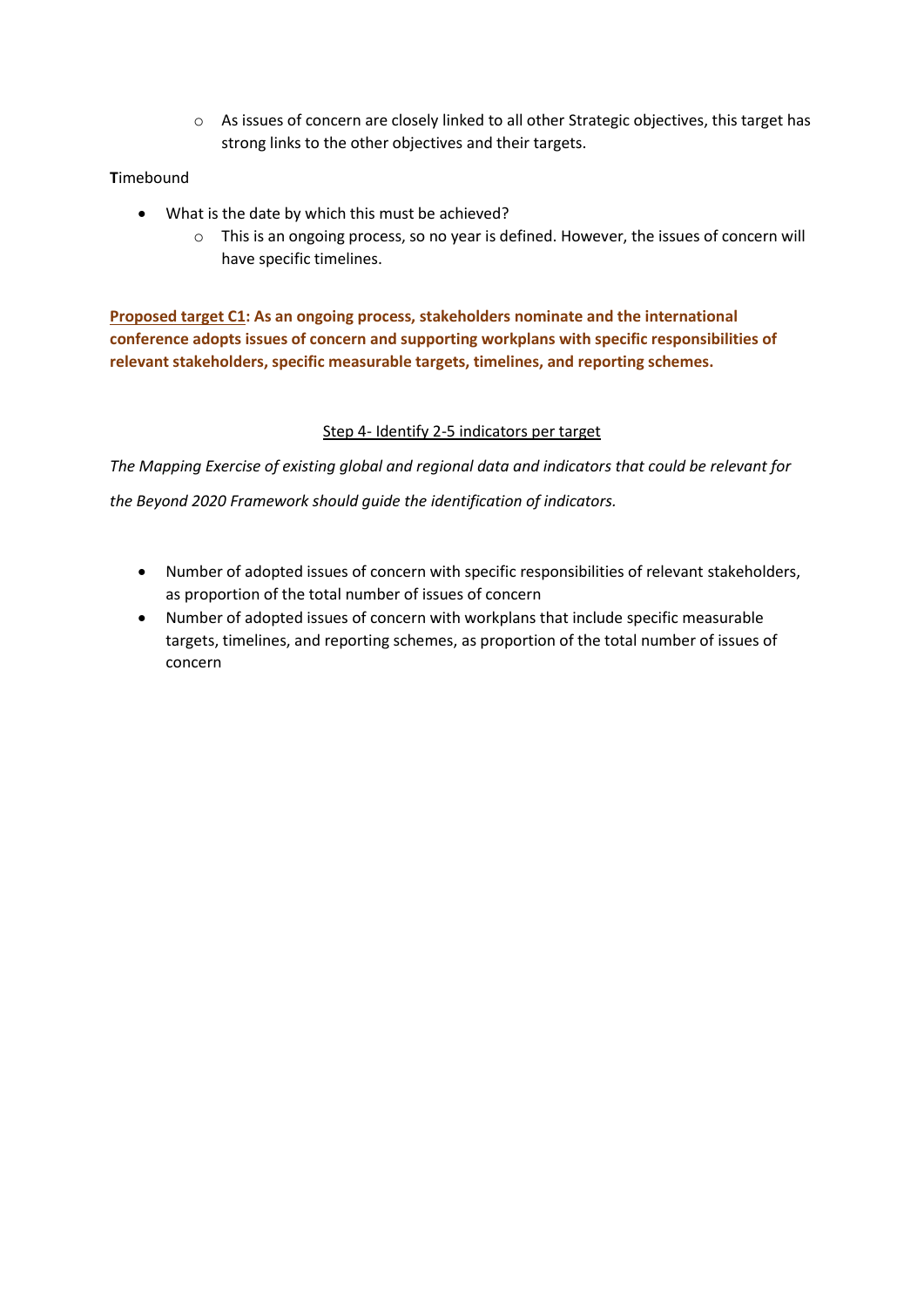- As issues of concern are closely linked to all other Strategic objectives, this target has strong links to the other objectives and their targets.

**T**imebound

- What is the date by which this must be achieved?
  - This is an ongoing process, so no year is defined. However, the issues of concern will have specific timelines.

**Proposed target C1: As an ongoing process, stakeholders nominate and the international conference adopts issues of concern and supporting workplans with specific responsibilities of relevant stakeholders, specific measurable targets, timelines, and reporting schemes.**

Step 4- Identify 2-5 indicators per target

*The Mapping Exercise of existing global and regional data and indicators that could be relevant for the Beyond 2020 Framework should guide the identification of indicators.*

- Number of adopted issues of concern with specific responsibilities of relevant stakeholders, as proportion of the total number of issues of concern
- Number of adopted issues of concern with workplans that include specific measurable targets, timelines, and reporting schemes, as proportion of the total number of issues of concern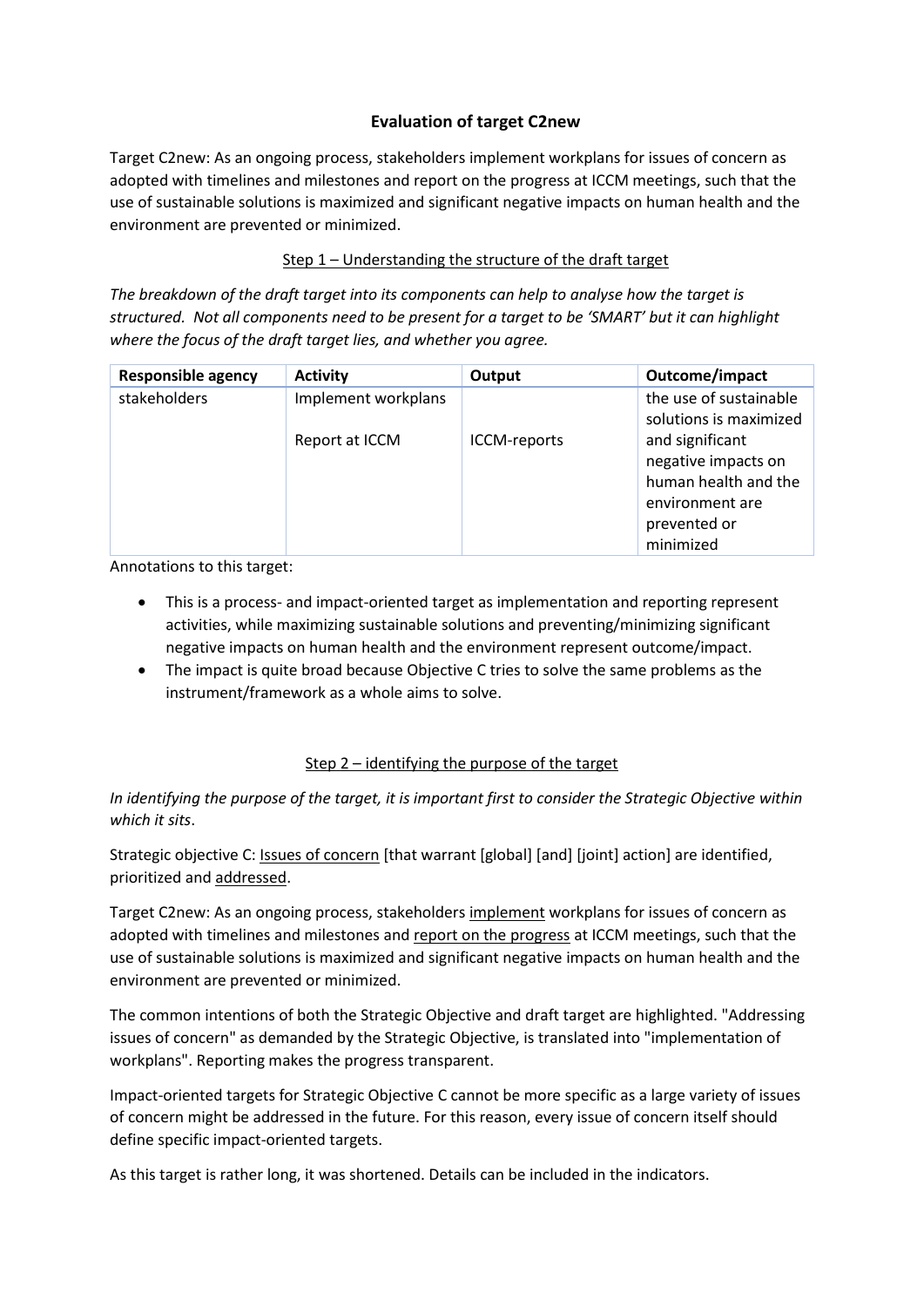## Evaluation of target C2new

Target C2new: As an ongoing process, stakeholders implement workplans for issues of concern as adopted with timelines and milestones and report on the progress at ICCM meetings, such that the use of sustainable solutions is maximized and significant negative impacts on human health and the environment are prevented or minimized.

### Step 1 – Understanding the structure of the draft target

*The breakdown of the draft target into its components can help to analyse how the target is structured. Not all components need to be present for a target to be 'SMART' but it can highlight where the focus of the draft target lies, and whether you agree.*

| Responsible agency | Activity | Output | Outcome/impact |
|---|---|---|---|
| stakeholders | Implement workplans<br><br>Report at ICCM | <br><br>ICCM-reports | the use of sustainable solutions is maximized and significant negative impacts on human health and the environment are prevented or minimized |

Annotations to this target:

- This is a process- and impact-oriented target as implementation and reporting represent activities, while maximizing sustainable solutions and preventing/minimizing significant negative impacts on human health and the environment represent outcome/impact.
- The impact is quite broad because Objective C tries to solve the same problems as the instrument/framework as a whole aims to solve.

### Step 2 – identifying the purpose of the target

*In identifying the purpose of the target, it is important first to consider the Strategic Objective within which it sits.*

Strategic objective C: Issues of concern [that warrant [global] [and] [joint] action] are identified, prioritized and addressed.

Target C2new: As an ongoing process, stakeholders implement workplans for issues of concern as adopted with timelines and milestones and report on the progress at ICCM meetings, such that the use of sustainable solutions is maximized and significant negative impacts on human health and the environment are prevented or minimized.

The common intentions of both the Strategic Objective and draft target are highlighted. "Addressing issues of concern" as demanded by the Strategic Objective, is translated into "implementation of workplans". Reporting makes the progress transparent.

Impact-oriented targets for Strategic Objective C cannot be more specific as a large variety of issues of concern might be addressed in the future. For this reason, every issue of concern itself should define specific impact-oriented targets.

As this target is rather long, it was shortened. Details can be included in the indicators.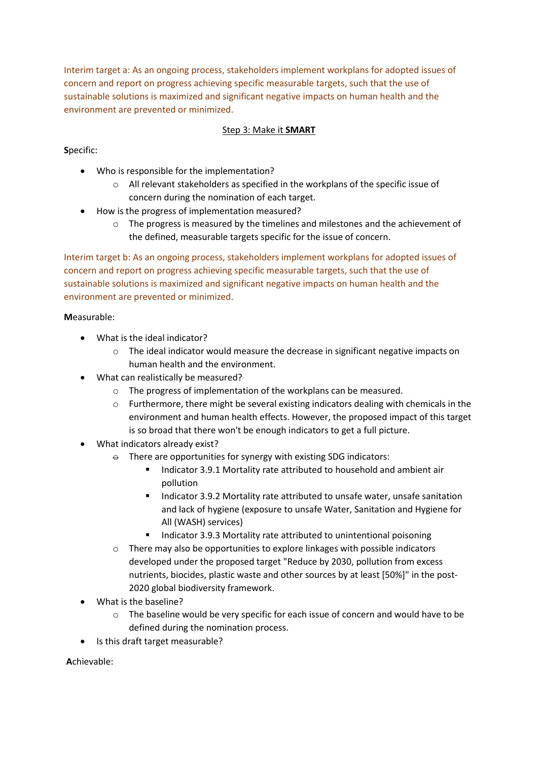Interim target a: As an ongoing process, stakeholders implement workplans for adopted issues of concern and report on progress achieving specific measurable targets, such that the use of sustainable solutions is maximized and significant negative impacts on human health and the environment are prevented or minimized.

<u>Step 3: Make it **SMART**</u>

**S**pecific:

- Who is responsible for the implementation?
  - All relevant stakeholders as specified in the workplans of the specific issue of concern during the nomination of each target.
- How is the progress of implementation measured?
  - The progress is measured by the timelines and milestones and the achievement of the defined, measurable targets specific for the issue of concern.

Interim target b: As an ongoing process, stakeholders implement workplans for adopted issues of concern and report on progress achieving specific measurable targets, such that the use of sustainable solutions is maximized and significant negative impacts on human health and the environment are prevented or minimized.

**M**easurable:

- What is the ideal indicator?
  - The ideal indicator would measure the decrease in significant negative impacts on human health and the environment.
- What can realistically be measured?
  - The progress of implementation of the workplans can be measured.
  - Furthermore, there might be several existing indicators dealing with chemicals in the environment and human health effects. However, the proposed impact of this target is so broad that there won't be enough indicators to get a full picture.
- What indicators already exist?
  - There are opportunities for synergy with existing SDG indicators:
    - Indicator 3.9.1 Mortality rate attributed to household and ambient air pollution
    - Indicator 3.9.2 Mortality rate attributed to unsafe water, unsafe sanitation and lack of hygiene (exposure to unsafe Water, Sanitation and Hygiene for All (WASH) services)
    - Indicator 3.9.3 Mortality rate attributed to unintentional poisoning
  - There may also be opportunities to explore linkages with possible indicators developed under the proposed target "Reduce by 2030, pollution from excess nutrients, biocides, plastic waste and other sources by at least [50%]" in the post-2020 global biodiversity framework.
- What is the baseline?
  - The baseline would be very specific for each issue of concern and would have to be defined during the nomination process.
- Is this draft target measurable?

**A**chievable: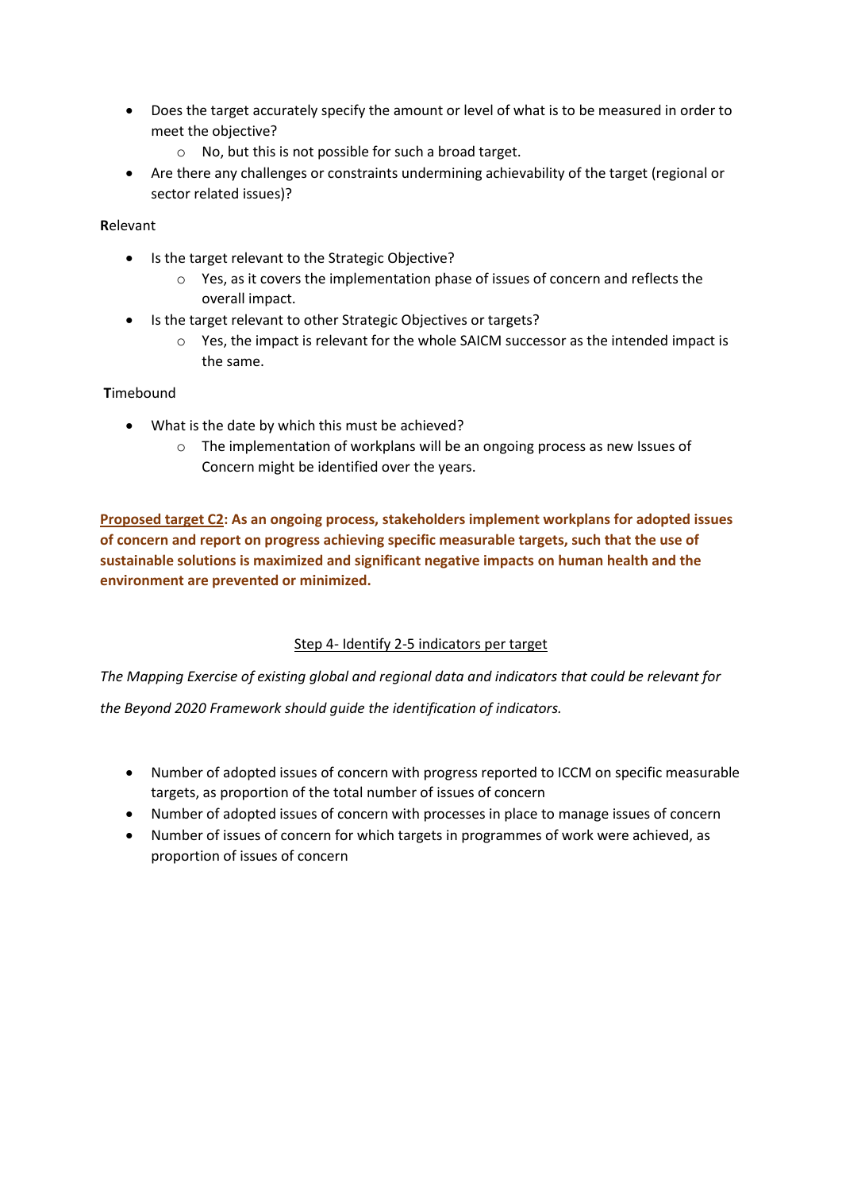- Does the target accurately specify the amount or level of what is to be measured in order to meet the objective?
    - No, but this is not possible for such a broad target.
- Are there any challenges or constraints undermining achievability of the target (regional or sector related issues)?

**R**elevant

- Is the target relevant to the Strategic Objective?
    - Yes, as it covers the implementation phase of issues of concern and reflects the overall impact.
- Is the target relevant to other Strategic Objectives or targets?
    - Yes, the impact is relevant for the whole SAICM successor as the intended impact is the same.

**T**imebound

- What is the date by which this must be achieved?
    - The implementation of workplans will be an ongoing process as new Issues of Concern might be identified over the years.

**Proposed target C2: As an ongoing process, stakeholders implement workplans for adopted issues of concern and report on progress achieving specific measurable targets, such that the use of sustainable solutions is maximized and significant negative impacts on human health and the environment are prevented or minimized.**

Step 4- Identify 2-5 indicators per target

*The Mapping Exercise of existing global and regional data and indicators that could be relevant for the Beyond 2020 Framework should guide the identification of indicators.*

- Number of adopted issues of concern with progress reported to ICCM on specific measurable targets, as proportion of the total number of issues of concern
- Number of adopted issues of concern with processes in place to manage issues of concern
- Number of issues of concern for which targets in programmes of work were achieved, as proportion of issues of concern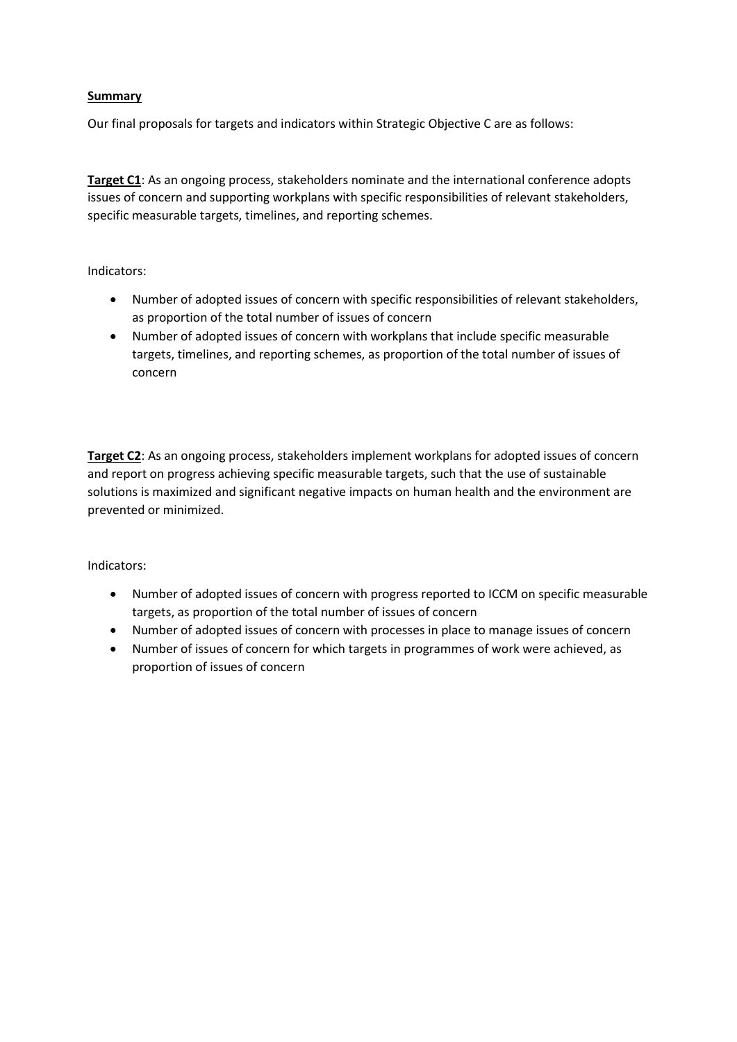**Summary**

Our final proposals for targets and indicators within Strategic Objective C are as follows:

**Target C1**: As an ongoing process, stakeholders nominate and the international conference adopts issues of concern and supporting workplans with specific responsibilities of relevant stakeholders, specific measurable targets, timelines, and reporting schemes.

Indicators:

- Number of adopted issues of concern with specific responsibilities of relevant stakeholders, as proportion of the total number of issues of concern
- Number of adopted issues of concern with workplans that include specific measurable targets, timelines, and reporting schemes, as proportion of the total number of issues of concern

**Target C2**: As an ongoing process, stakeholders implement workplans for adopted issues of concern and report on progress achieving specific measurable targets, such that the use of sustainable solutions is maximized and significant negative impacts on human health and the environment are prevented or minimized.

Indicators:

- Number of adopted issues of concern with progress reported to ICCM on specific measurable targets, as proportion of the total number of issues of concern
- Number of adopted issues of concern with processes in place to manage issues of concern
- Number of issues of concern for which targets in programmes of work were achieved, as proportion of issues of concern